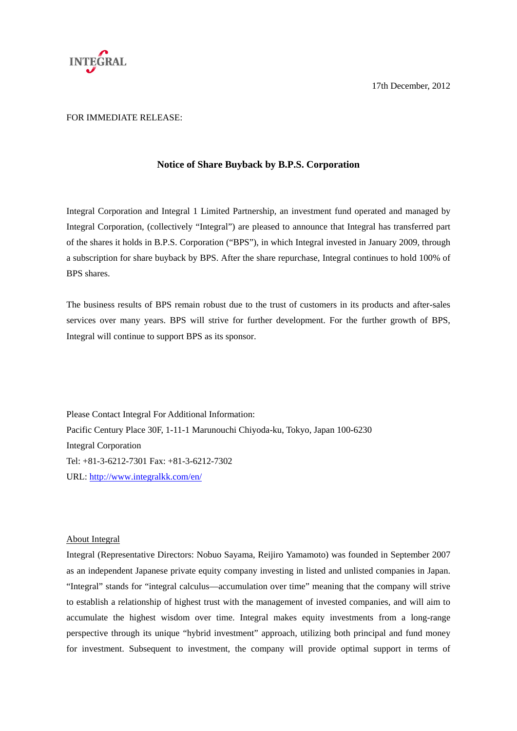INTEGRAL

17th December, 2012

FOR IMMEDIATE RELEASE:

# Notice of Share Buyback by B.P.S. Corporation

Integral Corporation and Integral 1 Limited Partnership, an investment fund operated and managed by Integral Corporation, (collectively "Integral") are pleased to announce that Integral has transferred part of the shares it holds in B.P.S. Corporation ("BPS"), in which Integral invested in January 2009, through a subscription for share buyback by BPS. After the share repurchase, Integral continues to hold 100% of BPS shares.

The business results of BPS remain robust due to the trust of customers in its products and after-sales services over many years. BPS will strive for further development. For the further growth of BPS, Integral will continue to support BPS as its sponsor.

Please Contact Integral For Additional Information:
Pacific Century Place 30F, 1-11-1 Marunouchi Chiyoda-ku, Tokyo, Japan 100-6230
Integral Corporation
Tel: +81-3-6212-7301 Fax: +81-3-6212-7302
URL: [http://www.integralkk.com/en/](http://www.integralkk.com/en/)

## About Integral

Integral (Representative Directors: Nobuo Sayama, Reijiro Yamamoto) was founded in September 2007 as an independent Japanese private equity company investing in listed and unlisted companies in Japan. "Integral" stands for "integral calculus—accumulation over time" meaning that the company will strive to establish a relationship of highest trust with the management of invested companies, and will aim to accumulate the highest wisdom over time. Integral makes equity investments from a long-range perspective through its unique "hybrid investment" approach, utilizing both principal and fund money for investment. Subsequent to investment, the company will provide optimal support in terms of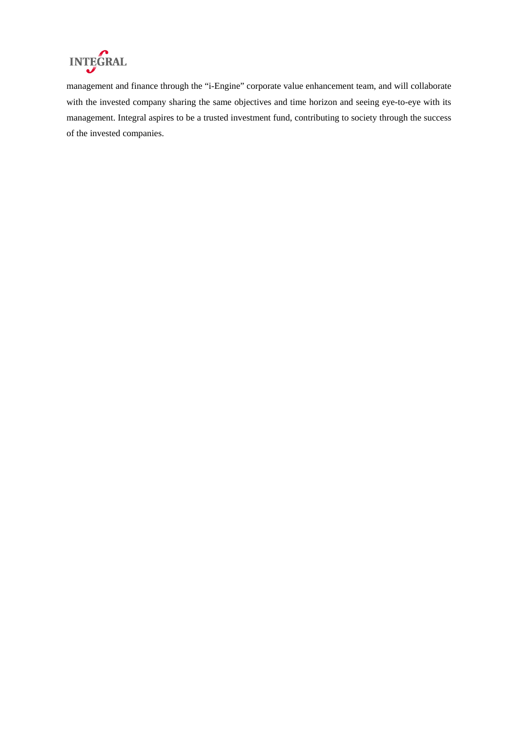management and finance through the "i-Engine" corporate value enhancement team, and will collaborate with the invested company sharing the same objectives and time horizon and seeing eye-to-eye with its management. Integral aspires to be a trusted investment fund, contributing to society through the success of the invested companies.